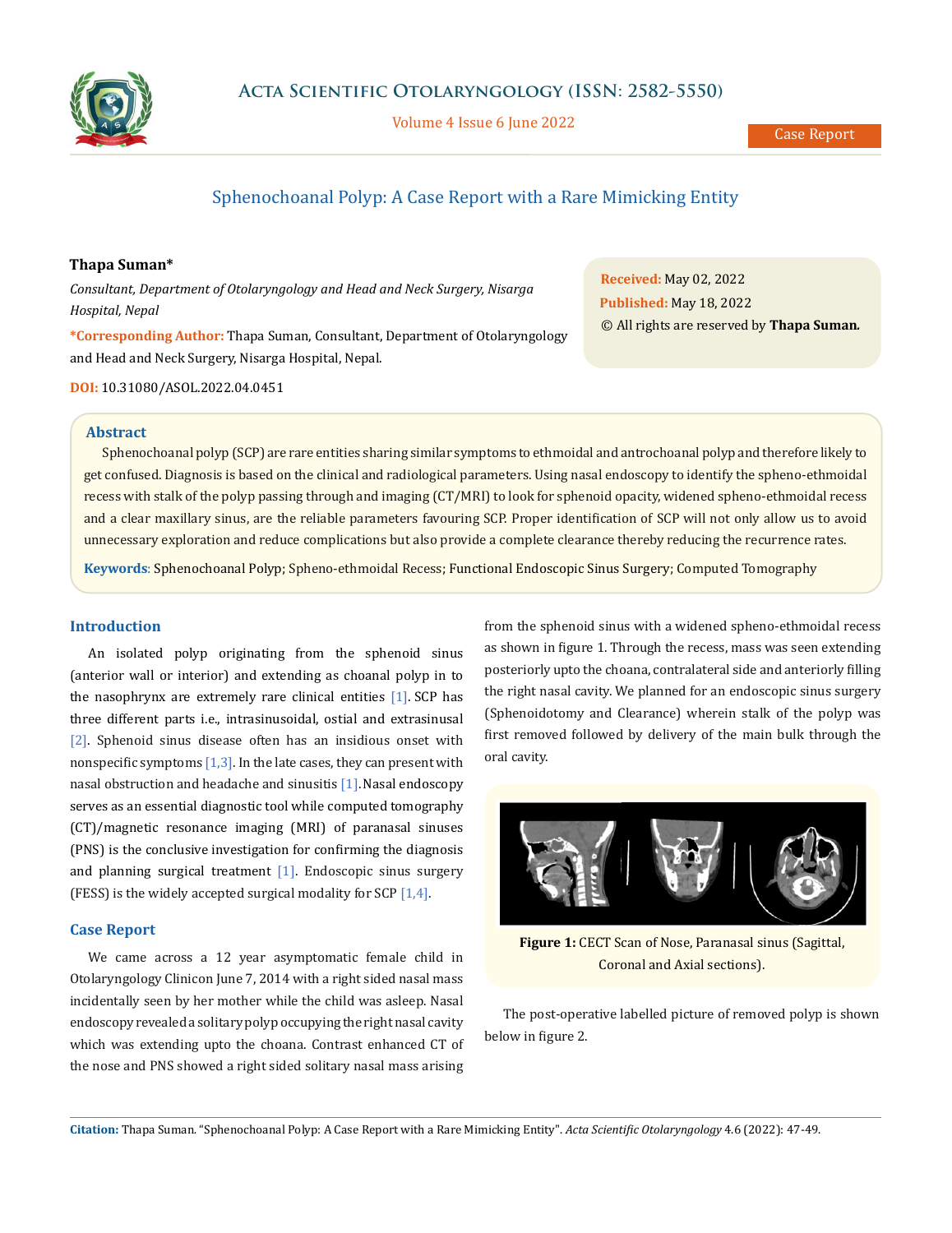# Sphenochoanal Polyp: A Case Report with a Rare Mimicking Entity

**Thapa Suman***

*Consultant, Department of Otolaryngology and Head and Neck Surgery, Nisarga Hospital, Nepal*

***Corresponding Author:** Thapa Suman, Consultant, Department of Otolaryngology and Head and Neck Surgery, Nisarga Hospital, Nepal.

**DOI:** 10.31080/ASOL.2022.04.0451

**Received:** May 02, 2022
**Published:** May 18, 2022
© All rights are reserved by **Thapa Suman.**

## Abstract

Sphenochoanal polyp (SCP) are rare entities sharing similar symptoms to ethmoidal and antrochoanal polyp and therefore likely to get confused. Diagnosis is based on the clinical and radiological parameters. Using nasal endoscopy to identify the spheno-ethmoidal recess with stalk of the polyp passing through and imaging (CT/MRI) to look for sphenoid opacity, widened spheno-ethmoidal recess and a clear maxillary sinus, are the reliable parameters favouring SCP. Proper identification of SCP will not only allow us to avoid unnecessary exploration and reduce complications but also provide a complete clearance thereby reducing the recurrence rates.

**Keywords**: Sphenochoanal Polyp; Spheno-ethmoidal Recess; Functional Endoscopic Sinus Surgery; Computed Tomography

## Introduction

An isolated polyp originating from the sphenoid sinus (anterior wall or interior) and extending as choanal polyp in to the nasophrynx are extremely rare clinical entities [1]. SCP has three different parts i.e., intrasinusoidal, ostial and extrasinusal [2]. Sphenoid sinus disease often has an insidious onset with nonspecific symptoms [1,3]. In the late cases, they can present with nasal obstruction and headache and sinusitis [1]. Nasal endoscopy serves as an essential diagnostic tool while computed tomography (CT)/magnetic resonance imaging (MRI) of paranasal sinuses (PNS) is the conclusive investigation for confirming the diagnosis and planning surgical treatment [1]. Endoscopic sinus surgery (FESS) is the widely accepted surgical modality for SCP [1,4].

## Case Report

We came across a 12 year asymptomatic female child in Otolaryngology Clinicon June 7, 2014 with a right sided nasal mass incidentally seen by her mother while the child was asleep. Nasal endoscopy revealed a solitary polyp occupying the right nasal cavity which was extending upto the choana. Contrast enhanced CT of the nose and PNS showed a right sided solitary nasal mass arising from the sphenoid sinus with a widened spheno-ethmoidal recess as shown in figure 1. Through the recess, mass was seen extending posteriorly upto the choana, contralateral side and anteriorly filling the right nasal cavity. We planned for an endoscopic sinus surgery (Sphenoidotomy and Clearance) wherein stalk of the polyp was first removed followed by delivery of the main bulk through the oral cavity.

**Figure 1:** CECT Scan of Nose, Paranasal sinus (Sagittal, Coronal and Axial sections).

The post-operative labelled picture of removed polyp is shown below in figure 2.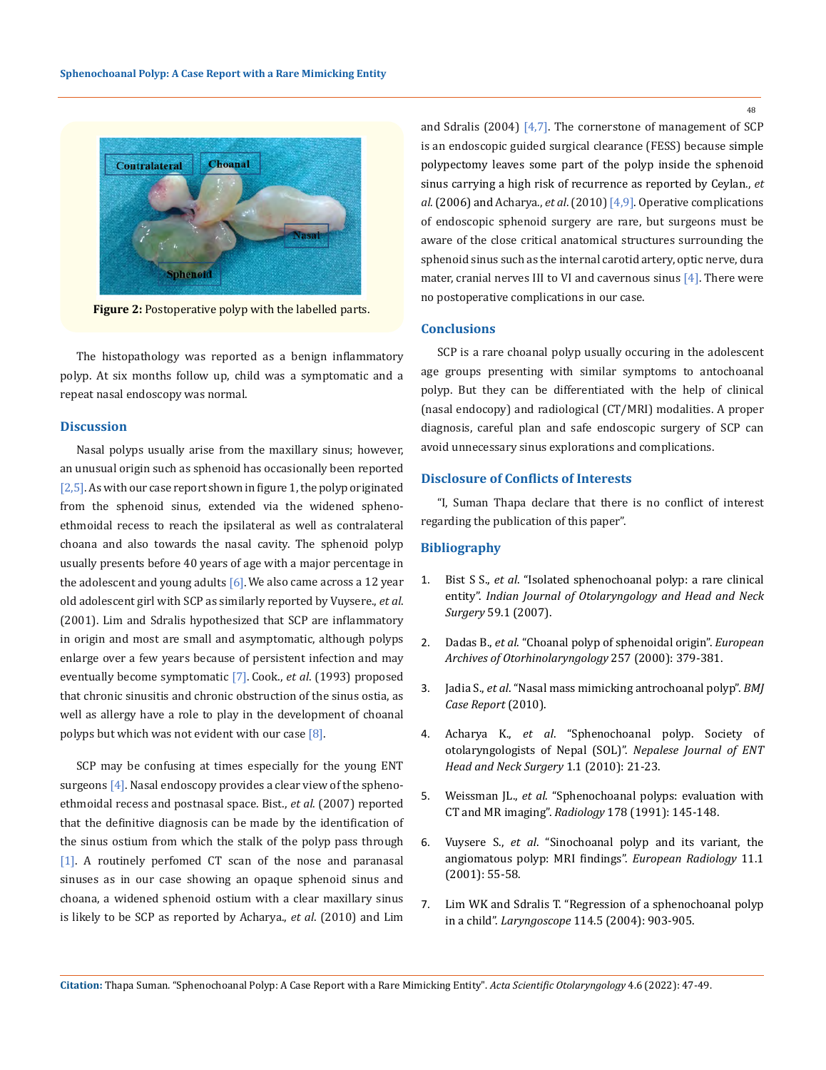Figure 2: Postoperative polyp with the labelled parts.

The histopathology was reported as a benign inflammatory polyp. At six months follow up, child was a symptomatic and a repeat nasal endoscopy was normal.

## Discussion

Nasal polyps usually arise from the maxillary sinus; however, an unusual origin such as sphenoid has occasionally been reported [2,5]. As with our case report shown in figure 1, the polyp originated from the sphenoid sinus, extended via the widened spheno-ethmoidal recess to reach the ipsilateral as well as contralateral choana and also towards the nasal cavity. The sphenoid polyp usually presents before 40 years of age with a major percentage in the adolescent and young adults [6]. We also came across a 12 year old adolescent girl with SCP as similarly reported by Vuysere., *et al.* (2001). Lim and Sdralis hypothesized that SCP are inflammatory in origin and most are small and asymptomatic, although polyps enlarge over a few years because of persistent infection and may eventually become symptomatic [7]. Cook., *et al.* (1993) proposed that chronic sinusitis and chronic obstruction of the sinus ostia, as well as allergy have a role to play in the development of choanal polyps but which was not evident with our case [8].

SCP may be confusing at times especially for the young ENT surgeons [4]. Nasal endoscopy provides a clear view of the spheno-ethmoidal recess and postnasal space. Bist., *et al.* (2007) reported that the definitive diagnosis can be made by the identification of the sinus ostium from which the stalk of the polyp pass through [1]. A routinely perfomed CT scan of the nose and paranasal sinuses as in our case showing an opaque sphenoid sinus and choana, a widened sphenoid ostium with a clear maxillary sinus is likely to be SCP as reported by Acharya., *et al.* (2010) and Lim and Sdralis (2004) [4,7]. The cornerstone of management of SCP is an endoscopic guided surgical clearance (FESS) because simple polypectomy leaves some part of the polyp inside the sphenoid sinus carrying a high risk of recurrence as reported by Ceylan., *et al.* (2006) and Acharya., *et al.* (2010) [4,9]. Operative complications of endoscopic sphenoid surgery are rare, but surgeons must be aware of the close critical anatomical structures surrounding the sphenoid sinus such as the internal carotid artery, optic nerve, dura mater, cranial nerves III to VI and cavernous sinus [4]. There were no postoperative complications in our case.

## Conclusions

SCP is a rare choanal polyp usually occuring in the adolescent age groups presenting with similar symptoms to antochoanal polyp. But they can be differentiated with the help of clinical (nasal endocopy) and radiological (CT/MRI) modalities. A proper diagnosis, careful plan and safe endoscopic surgery of SCP can avoid unnecessary sinus explorations and complications.

## Disclosure of Conflicts of Interests

"I, Suman Thapa declare that there is no conflict of interest regarding the publication of this paper".

## Bibliography

1. Bist S S., *et al.* "Isolated sphenochoanal polyp: a rare clinical entity". *Indian Journal of Otolaryngology and Head and Neck Surgery* 59.1 (2007).
2. Dadas B., *et al.* "Choanal polyp of sphenoidal origin". *European Archives of Otorhinolaryngology* 257 (2000): 379-381.
3. Jadia S., *et al.* "Nasal mass mimicking antrochoanal polyp". *BMJ Case Report* (2010).
4. Acharya K., *et al.* "Sphenochoanal polyp. Society of otolaryngologists of Nepal (SOL)". *Nepalese Journal of ENT Head and Neck Surgery* 1.1 (2010): 21-23.
5. Weissman JL., *et al.* "Sphenochoanal polyps: evaluation with CT and MR imaging". *Radiology* 178 (1991): 145-148.
6. Vuysere S., *et al.* "Sinochoanal polyp and its variant, the angiomatous polyp: MRI findings". *European Radiology* 11.1 (2001): 55-58.
7. Lim WK and Sdralis T. "Regression of a sphenochoanal polyp in a child". *Laryngoscope* 114.5 (2004): 903-905.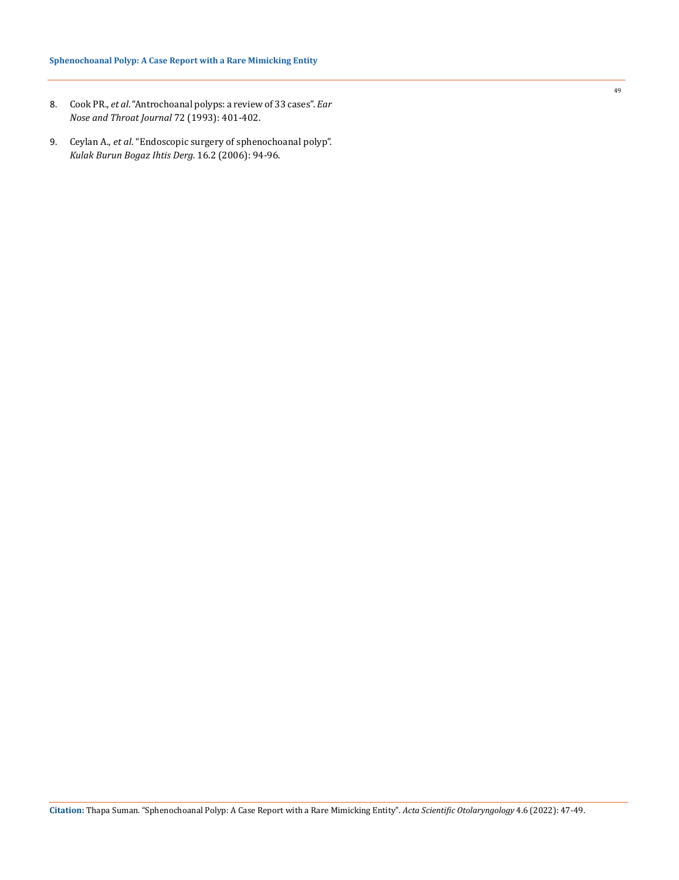8. Cook PR., *et al*. "Antrochoanal polyps: a review of 33 cases". *Ear Nose and Throat Journal* 72 (1993): 401-402.
9. Ceylan A., *et al*. "Endoscopic surgery of sphenochoanal polyp". *Kulak Burun Bogaz Ihtis Derg.* 16.2 (2006): 94-96.